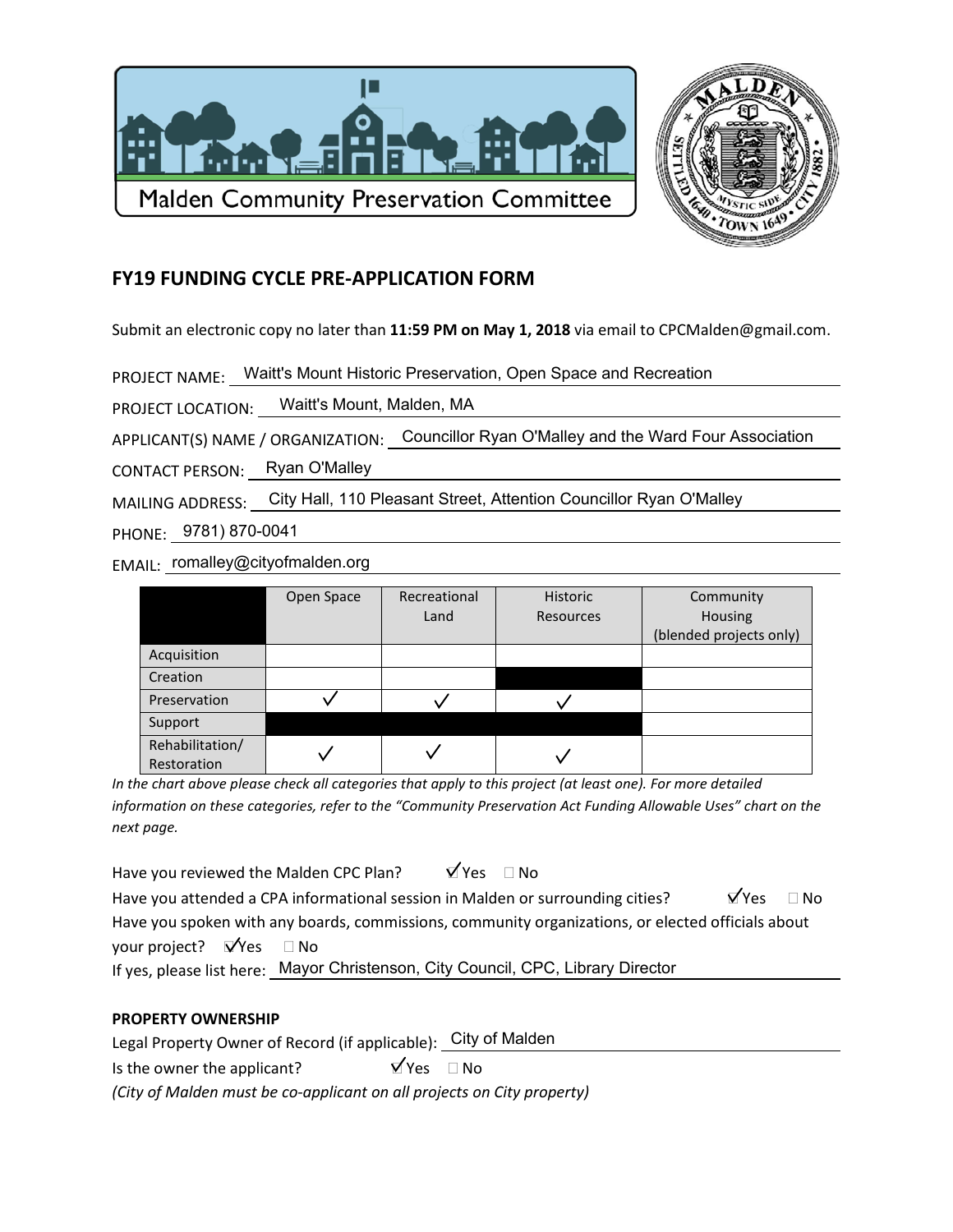Malden Community Preservation Committee

## FY19 FUNDING CYCLE PRE-APPLICATION FORM

Submit an electronic copy no later than **11:59 PM on May 1, 2018** via email to CPCMalden@gmail.com.

PROJECT NAME: Waitt's Mount Historic Preservation, Open Space and Recreation

PROJECT LOCATION: Waitt's Mount, Malden, MA

APPLICANT(S) NAME / ORGANIZATION: Councillor Ryan O'Malley and the Ward Four Association

CONTACT PERSON: Ryan O'Malley

MAILING ADDRESS: City Hall, 110 Pleasant Street, Attention Councillor Ryan O'Malley

PHONE: 9781) 870-0041

EMAIL: romalley@cityofmalden.org

| | Open Space | Recreational Land | Historic Resources | Community Housing (blended projects only) |
|---|---|---|---|---|
| Acquisition | | | | |
| Creation | | | | |
| Preservation | ✓ | ✓ | ✓ | |
| Support | | | | |
| Rehabilitation/ Restoration | ✓ | ✓ | ✓ | |

*In the chart above please check all categories that apply to this project (at least one). For more detailed information on these categories, refer to the "Community Preservation Act Funding Allowable Uses" chart on the next page.*

Have you reviewed the Malden CPC Plan? ☑ Yes ☐ No

Have you attended a CPA informational session in Malden or surrounding cities? ☑ Yes ☐ No

Have you spoken with any boards, commissions, community organizations, or elected officials about your project? ☑ Yes ☐ No

If yes, please list here: Mayor Christenson, City Council, CPC, Library Director

**PROPERTY OWNERSHIP**

Legal Property Owner of Record (if applicable): City of Malden

Is the owner the applicant? ☑ Yes ☐ No

*(City of Malden must be co-applicant on all projects on City property)*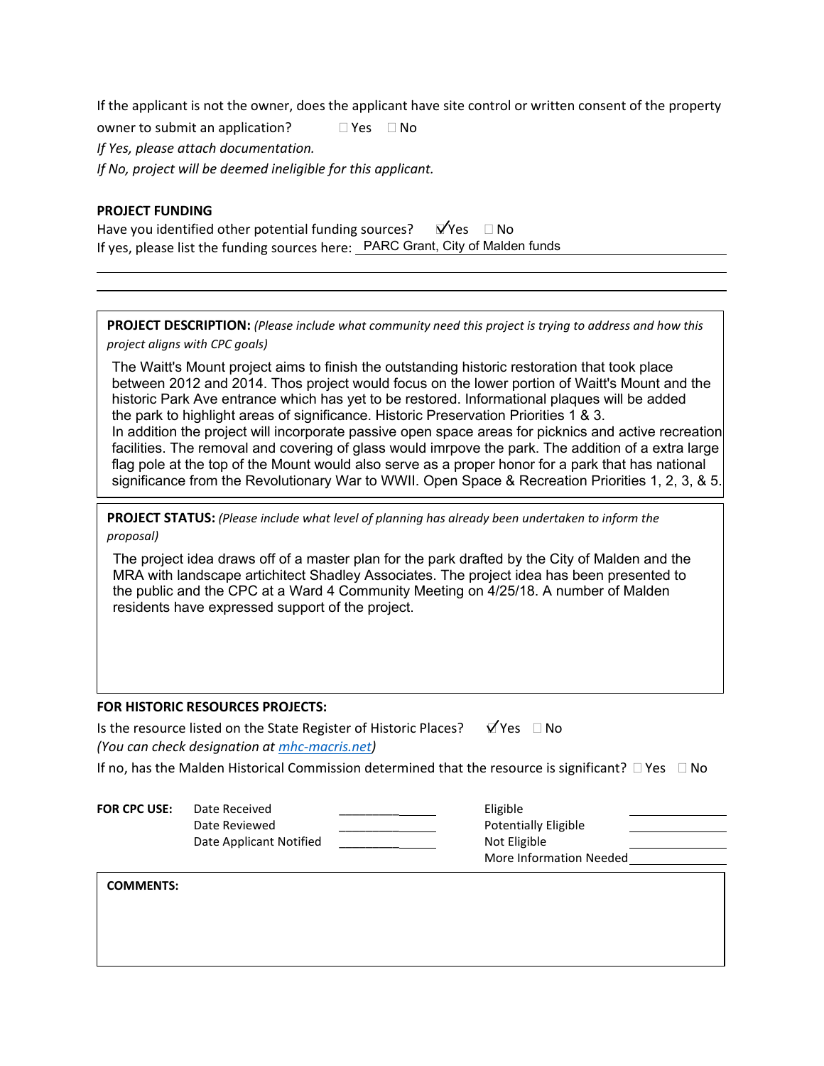If the applicant is not the owner, does the applicant have site control or written consent of the property owner to submit an application? ☐ Yes ☐ No

*If Yes, please attach documentation.*

*If No, project will be deemed ineligible for this applicant.*

**PROJECT FUNDING**

Have you identified other potential funding sources? ☑ Yes ☐ No

If yes, please list the funding sources here: PARC Grant, City of Malden funds

**PROJECT DESCRIPTION:** *(Please include what community need this project is trying to address and how this project aligns with CPC goals)*

The Waitt's Mount project aims to finish the outstanding historic restoration that took place between 2012 and 2014. Thos project would focus on the lower portion of Waitt's Mount and the historic Park Ave entrance which has yet to be restored. Informational plaques will be added the park to highlight areas of significance. Historic Preservation Priorities 1 & 3.
In addition the project will incorporate passive open space areas for picknics and active recreation facilities. The removal and covering of glass would imrpove the park. The addition of a extra large flag pole at the top of the Mount would also serve as a proper honor for a park that has national significance from the Revolutionary War to WWII. Open Space & Recreation Priorities 1, 2, 3, & 5.

**PROJECT STATUS:** *(Please include what level of planning has already been undertaken to inform the proposal)*

The project idea draws off of a master plan for the park drafted by the City of Malden and the MRA with landscape artichitect Shadley Associates. The project idea has been presented to the public and the CPC at a Ward 4 Community Meeting on 4/25/18. A number of Malden residents have expressed support of the project.

**FOR HISTORIC RESOURCES PROJECTS:**

Is the resource listed on the State Register of Historic Places? ☑ Yes ☐ No

*(You can check designation at [mhc-macris.net](mhc-macris.net))*

If no, has the Malden Historical Commission determined that the resource is significant? ☐ Yes ☐ No

| | | | | |
|---|---|---|---|---|
| **FOR CPC USE:** | Date Received | ________ | Eligible | ________ |
| | Date Reviewed | ________ | Potentially Eligible | ________ |
| | Date Applicant Notified | ________ | Not Eligible | ________ |
| | | | More Information Needed | ________ |

**COMMENTS:**